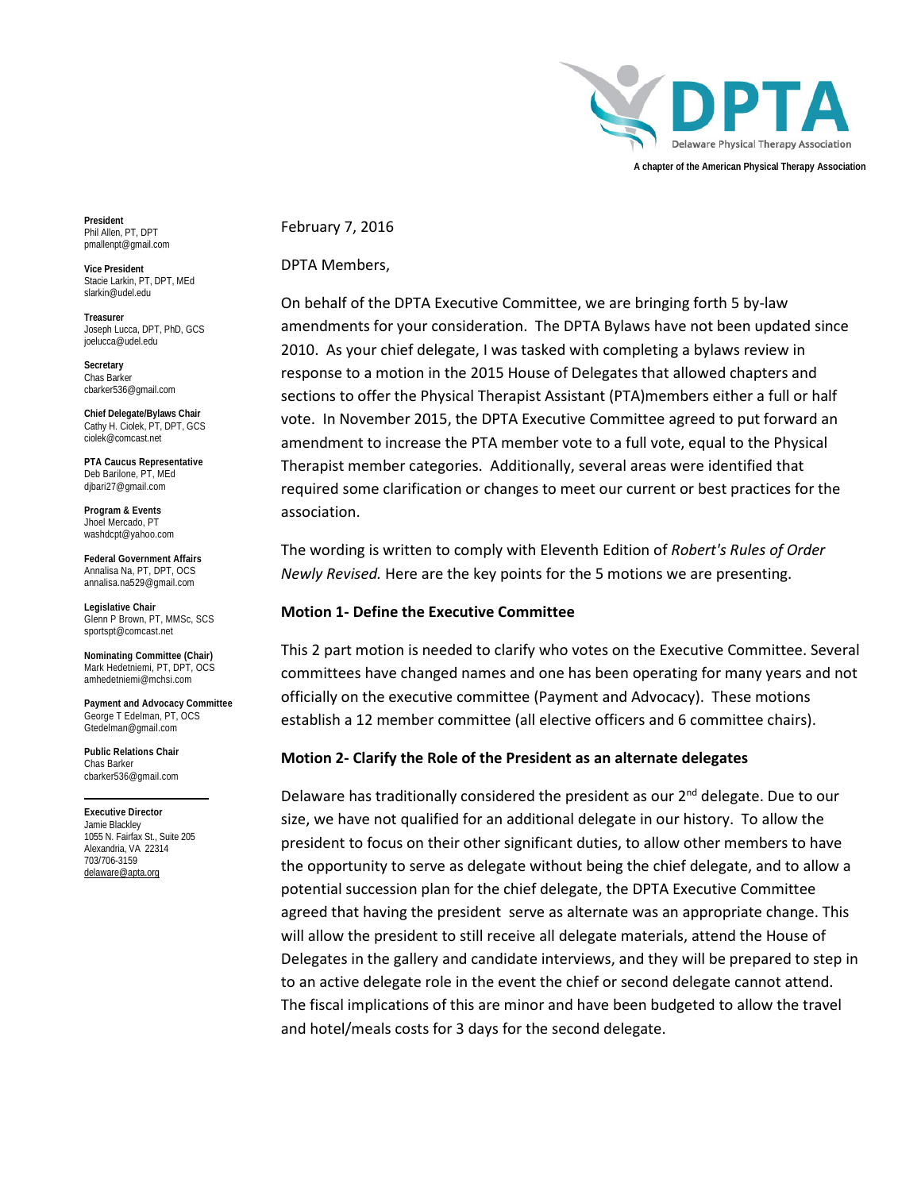**DPTA**

Delaware Physical Therapy Association

A chapter of the American Physical Therapy Association

**President**
Phil Allen, PT, DPT
pmallenpt@gmail.com

**Vice President**
Stacie Larkin, PT, DPT, MEd
slarkin@udel.edu

**Treasurer**
Joseph Lucca, DPT, PhD, GCS
joelucca@udel.edu

**Secretary**
Chas Barker
cbarker536@gmail.com

**Chief Delegate/Bylaws Chair**
Cathy H. Ciolek, PT, DPT, GCS
ciolek@comcast.net

**PTA Caucus Representative**
Deb Barilone, PT, MEd
djbari27@gmail.com

**Program & Events**
Jhoel Mercado, PT
washdcpt@yahoo.com

**Federal Government Affairs**
Annalisa Na, PT, DPT, OCS
annalisa.na529@gmail.com

**Legislative Chair**
Glenn P Brown, PT, MMSc, SCS
sportspt@comcast.net

**Nominating Committee (Chair)**
Mark Hedetniemi, PT, DPT, OCS
amhedetniemi@mchsi.com

**Payment and Advocacy Committee**
George T Edelman, PT, OCS
Gtedelman@gmail.com

**Public Relations Chair**
Chas Barker
cbarker536@gmail.com

**Executive Director**
Jamie Blackley
1055 N. Fairfax St., Suite 205
Alexandria, VA 22314
703/706-3159
delaware@apta.org

February 7, 2016

DPTA Members,

On behalf of the DPTA Executive Committee, we are bringing forth 5 by-law amendments for your consideration. The DPTA Bylaws have not been updated since 2010. As your chief delegate, I was tasked with completing a bylaws review in response to a motion in the 2015 House of Delegates that allowed chapters and sections to offer the Physical Therapist Assistant (PTA)members either a full or half vote. In November 2015, the DPTA Executive Committee agreed to put forward an amendment to increase the PTA member vote to a full vote, equal to the Physical Therapist member categories. Additionally, several areas were identified that required some clarification or changes to meet our current or best practices for the association.

The wording is written to comply with Eleventh Edition of *Robert's Rules of Order Newly Revised.* Here are the key points for the 5 motions we are presenting.

**Motion 1- Define the Executive Committee**

This 2 part motion is needed to clarify who votes on the Executive Committee. Several committees have changed names and one has been operating for many years and not officially on the executive committee (Payment and Advocacy). These motions establish a 12 member committee (all elective officers and 6 committee chairs).

**Motion 2- Clarify the Role of the President as an alternate delegates**

Delaware has traditionally considered the president as our 2nd delegate. Due to our size, we have not qualified for an additional delegate in our history. To allow the president to focus on their other significant duties, to allow other members to have the opportunity to serve as delegate without being the chief delegate, and to allow a potential succession plan for the chief delegate, the DPTA Executive Committee agreed that having the president serve as alternate was an appropriate change. This will allow the president to still receive all delegate materials, attend the House of Delegates in the gallery and candidate interviews, and they will be prepared to step in to an active delegate role in the event the chief or second delegate cannot attend. The fiscal implications of this are minor and have been budgeted to allow the travel and hotel/meals costs for 3 days for the second delegate.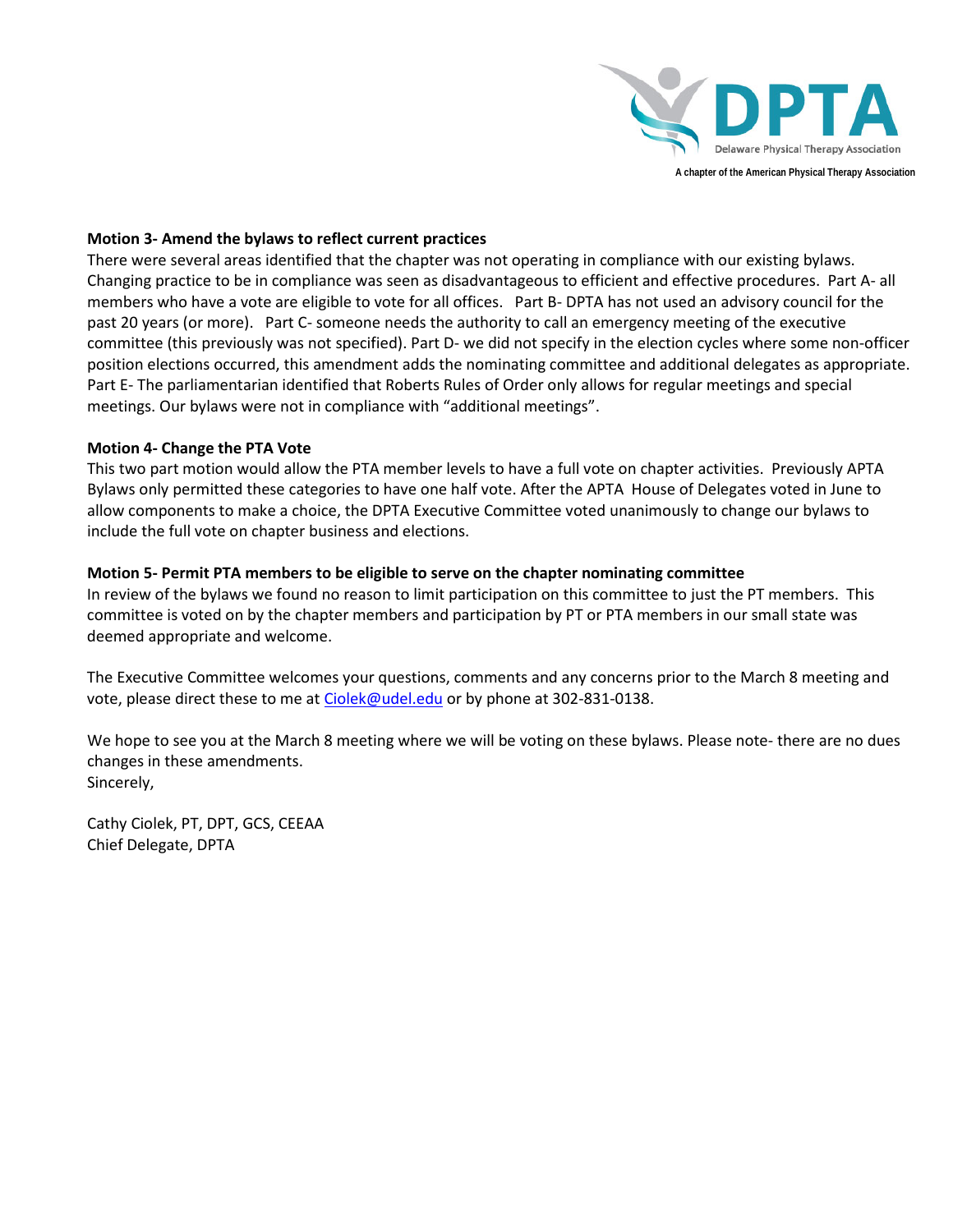**Motion 3- Amend the bylaws to reflect current practices**

There were several areas identified that the chapter was not operating in compliance with our existing bylaws. Changing practice to be in compliance was seen as disadvantageous to efficient and effective procedures. Part A- all members who have a vote are eligible to vote for all offices. Part B- DPTA has not used an advisory council for the past 20 years (or more). Part C- someone needs the authority to call an emergency meeting of the executive committee (this previously was not specified). Part D- we did not specify in the election cycles where some non-officer position elections occurred, this amendment adds the nominating committee and additional delegates as appropriate. Part E- The parliamentarian identified that Roberts Rules of Order only allows for regular meetings and special meetings. Our bylaws were not in compliance with "additional meetings".

**Motion 4- Change the PTA Vote**

This two part motion would allow the PTA member levels to have a full vote on chapter activities. Previously APTA Bylaws only permitted these categories to have one half vote. After the APTA House of Delegates voted in June to allow components to make a choice, the DPTA Executive Committee voted unanimously to change our bylaws to include the full vote on chapter business and elections.

**Motion 5- Permit PTA members to be eligible to serve on the chapter nominating committee**

In review of the bylaws we found no reason to limit participation on this committee to just the PT members. This committee is voted on by the chapter members and participation by PT or PTA members in our small state was deemed appropriate and welcome.

The Executive Committee welcomes your questions, comments and any concerns prior to the March 8 meeting and vote, please direct these to me at Ciolek@udel.edu or by phone at 302-831-0138.

We hope to see you at the March 8 meeting where we will be voting on these bylaws. Please note- there are no dues changes in these amendments.

Sincerely,

Cathy Ciolek, PT, DPT, GCS, CEEAA
Chief Delegate, DPTA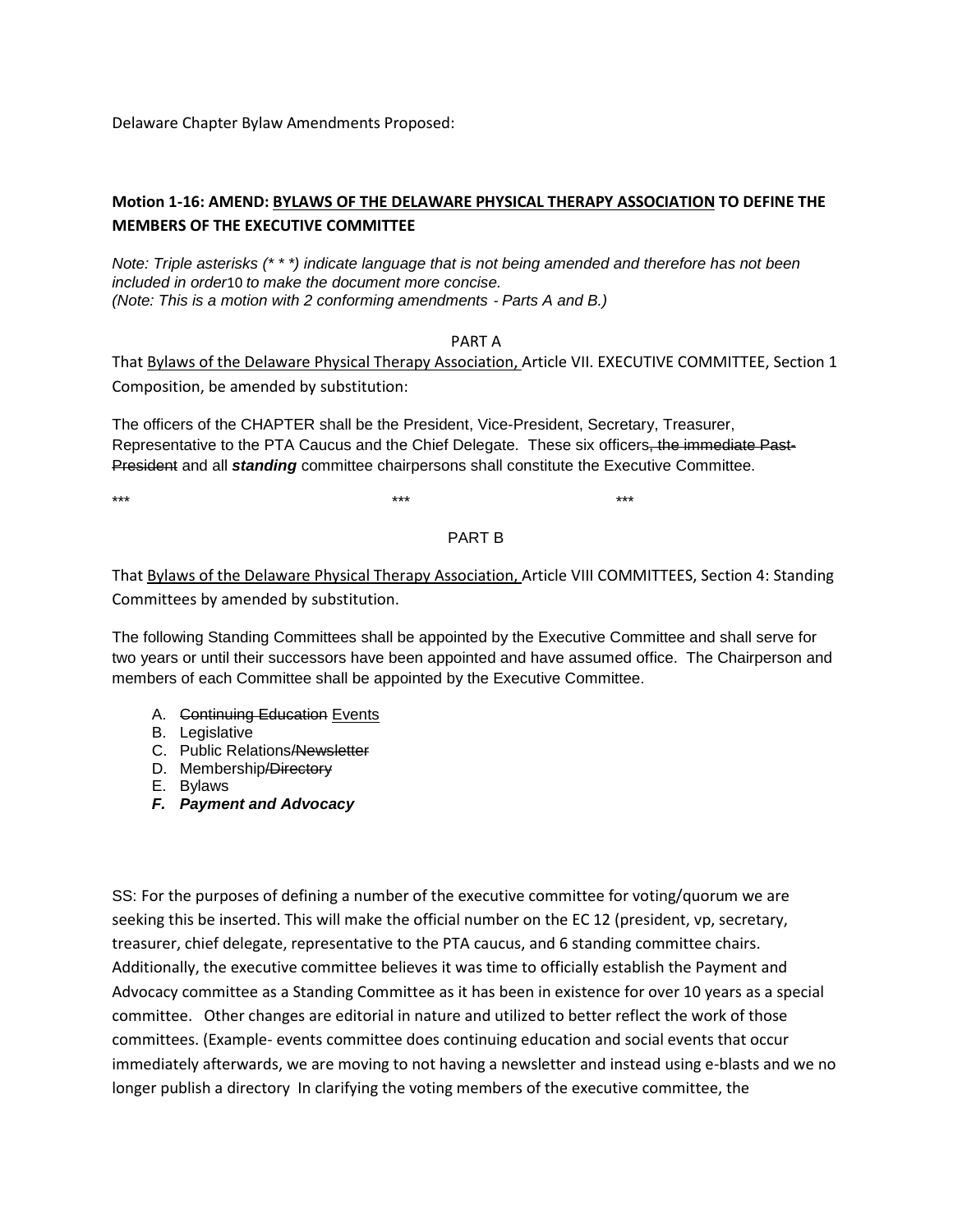Delaware Chapter Bylaw Amendments Proposed:

**Motion 1-16: AMEND: <u>BYLAWS OF THE DELAWARE PHYSICAL THERAPY ASSOCIATION</u> TO DEFINE THE MEMBERS OF THE EXECUTIVE COMMITTEE**

*Note: Triple asterisks (* * *) indicate language that is not being amended and therefore has not been included in order*10 *to make the document more concise.*
*(Note: This is a motion with 2 conforming amendments - Parts A and B.)*

PART A

That <u>Bylaws of the Delaware Physical Therapy Association,</u> Article VII. EXECUTIVE COMMITTEE, Section 1 Composition, be amended by substitution:

The officers of the CHAPTER shall be the President, Vice-President, Secretary, Treasurer, Representative to the PTA Caucus and the Chief Delegate. These six officers~~, the immediate Past-President~~ and all ***standing*** committee chairpersons shall constitute the Executive Committee.

\*\*\* \*\*\* \*\*\*

PART B

That <u>Bylaws of the Delaware Physical Therapy Association,</u> Article VIII COMMITTEES, Section 4: Standing Committees by amended by substitution.

The following Standing Committees shall be appointed by the Executive Committee and shall serve for two years or until their successors have been appointed and have assumed office. The Chairperson and members of each Committee shall be appointed by the Executive Committee.

A. ~~Continuing Education~~ <u>Events</u>
B. Legislative
C. Public Relations~~/Newsletter~~
D. Membership~~/Directory~~
E. Bylaws
***F. Payment and Advocacy***

SS: For the purposes of defining a number of the executive committee for voting/quorum we are seeking this be inserted. This will make the official number on the EC 12 (president, vp, secretary, treasurer, chief delegate, representative to the PTA caucus, and 6 standing committee chairs. Additionally, the executive committee believes it was time to officially establish the Payment and Advocacy committee as a Standing Committee as it has been in existence for over 10 years as a special committee. Other changes are editorial in nature and utilized to better reflect the work of those committees. (Example- events committee does continuing education and social events that occur immediately afterwards, we are moving to not having a newsletter and instead using e-blasts and we no longer publish a directory In clarifying the voting members of the executive committee, the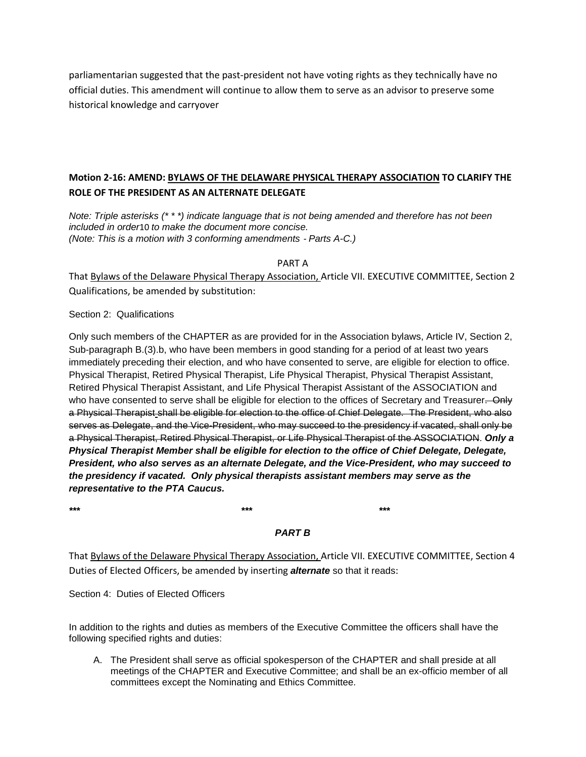parliamentarian suggested that the past-president not have voting rights as they technically have no official duties. This amendment will continue to allow them to serve as an advisor to preserve some historical knowledge and carryover

### Motion 2-16: AMEND: <u>BYLAWS OF THE DELAWARE PHYSICAL THERAPY ASSOCIATION</u> TO CLARIFY THE ROLE OF THE PRESIDENT AS AN ALTERNATE DELEGATE

*Note: Triple asterisks (* * *) indicate language that is not being amended and therefore has not been included in order*10 *to make the document more concise.*
*(Note: This is a motion with 3 conforming amendments - Parts A-C.)*

PART A

That <u>Bylaws of the Delaware Physical Therapy Association,</u> Article VII. EXECUTIVE COMMITTEE, Section 2 Qualifications, be amended by substitution:

Section 2: Qualifications

Only such members of the CHAPTER as are provided for in the Association bylaws, Article IV, Section 2, Sub-paragraph B.(3).b, who have been members in good standing for a period of at least two years immediately preceding their election, and who have consented to serve, are eligible for election to office. Physical Therapist, Retired Physical Therapist, Life Physical Therapist, Physical Therapist Assistant, Retired Physical Therapist Assistant, and Life Physical Therapist Assistant of the ASSOCIATION and who have consented to serve shall be eligible for election to the offices of Secretary and Treasurer~~. Only a Physical Therapist shall be eligible for election to the office of Chief Delegate. The President, who also serves as Delegate, and the Vice-President, who may succeed to the presidency if vacated, shall only be a Physical Therapist, Retired Physical Therapist, or Life Physical Therapist of the ASSOCIATION~~. ***Only a Physical Therapist Member shall be eligible for election to the office of Chief Delegate, Delegate, President, who also serves as an alternate Delegate, and the Vice-President, who may succeed to the presidency if vacated. Only physical therapists assistant members may serve as the representative to the PTA Caucus.***

\*\*\* \*\*\* \*\*\*

***PART B***

That <u>Bylaws of the Delaware Physical Therapy Association,</u> Article VII. EXECUTIVE COMMITTEE, Section 4 Duties of Elected Officers, be amended by inserting ***alternate*** so that it reads:

Section 4: Duties of Elected Officers

In addition to the rights and duties as members of the Executive Committee the officers shall have the following specified rights and duties:

A. The President shall serve as official spokesperson of the CHAPTER and shall preside at all meetings of the CHAPTER and Executive Committee; and shall be an ex-officio member of all committees except the Nominating and Ethics Committee.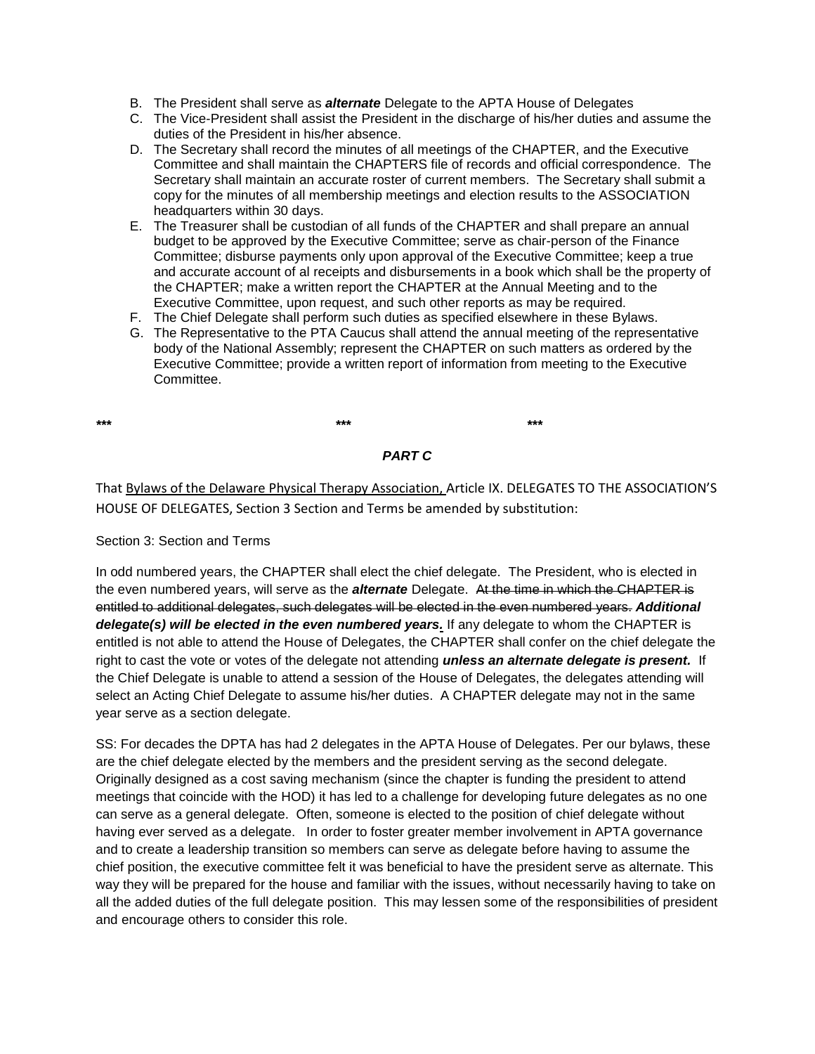B. The President shall serve as ***alternate*** Delegate to the APTA House of Delegates
C. The Vice-President shall assist the President in the discharge of his/her duties and assume the duties of the President in his/her absence.
D. The Secretary shall record the minutes of all meetings of the CHAPTER, and the Executive Committee and shall maintain the CHAPTERS file of records and official correspondence. The Secretary shall maintain an accurate roster of current members. The Secretary shall submit a copy for the minutes of all membership meetings and election results to the ASSOCIATION headquarters within 30 days.
E. The Treasurer shall be custodian of all funds of the CHAPTER and shall prepare an annual budget to be approved by the Executive Committee; serve as chair-person of the Finance Committee; disburse payments only upon approval of the Executive Committee; keep a true and accurate account of al receipts and disbursements in a book which shall be the property of the CHAPTER; make a written report the CHAPTER at the Annual Meeting and to the Executive Committee, upon request, and such other reports as may be required.
F. The Chief Delegate shall perform such duties as specified elsewhere in these Bylaws.
G. The Representative to the PTA Caucus shall attend the annual meeting of the representative body of the National Assembly; represent the CHAPTER on such matters as ordered by the Executive Committee; provide a written report of information from meeting to the Executive Committee.

**\*\*\*** **\*\*\*** **\*\*\***

***PART C***

That Bylaws of the Delaware Physical Therapy Association, Article IX. DELEGATES TO THE ASSOCIATION'S HOUSE OF DELEGATES, Section 3 Section and Terms be amended by substitution:

Section 3: Section and Terms

In odd numbered years, the CHAPTER shall elect the chief delegate. The President, who is elected in the even numbered years, will serve as the ***alternate*** Delegate. ~~At the time in which the CHAPTER is entitled to additional delegates, such delegates will be elected in the even numbered years.~~ ***Additional delegate(s) will be elected in the even numbered years.*** If any delegate to whom the CHAPTER is entitled is not able to attend the House of Delegates, the CHAPTER shall confer on the chief delegate the right to cast the vote or votes of the delegate not attending ***unless an alternate delegate is present.*** If the Chief Delegate is unable to attend a session of the House of Delegates, the delegates attending will select an Acting Chief Delegate to assume his/her duties. A CHAPTER delegate may not in the same year serve as a section delegate.

SS: For decades the DPTA has had 2 delegates in the APTA House of Delegates. Per our bylaws, these are the chief delegate elected by the members and the president serving as the second delegate. Originally designed as a cost saving mechanism (since the chapter is funding the president to attend meetings that coincide with the HOD) it has led to a challenge for developing future delegates as no one can serve as a general delegate. Often, someone is elected to the position of chief delegate without having ever served as a delegate. In order to foster greater member involvement in APTA governance and to create a leadership transition so members can serve as delegate before having to assume the chief position, the executive committee felt it was beneficial to have the president serve as alternate. This way they will be prepared for the house and familiar with the issues, without necessarily having to take on all the added duties of the full delegate position. This may lessen some of the responsibilities of president and encourage others to consider this role.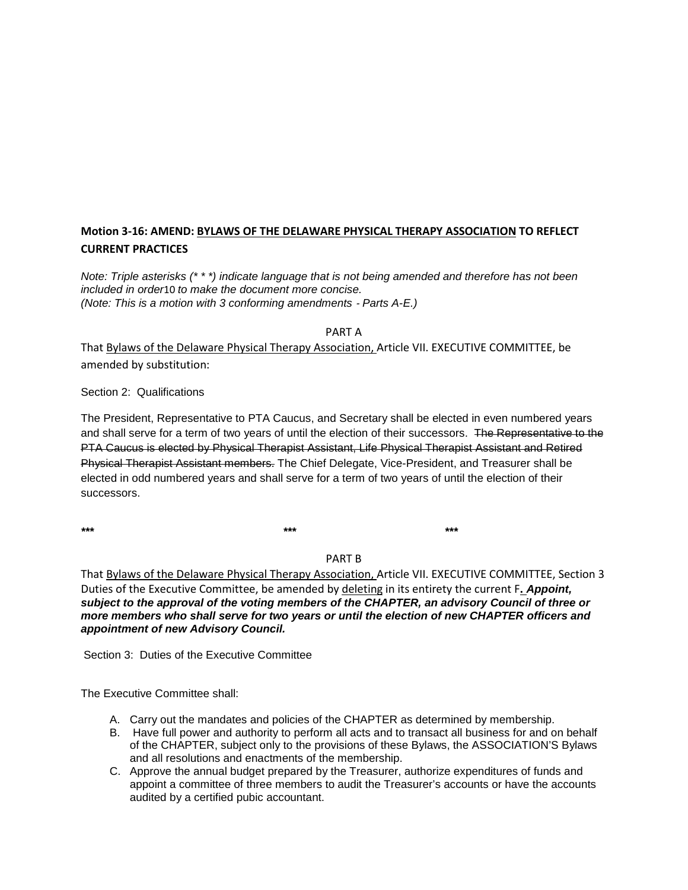**Motion 3-16: AMEND: <u>BYLAWS OF THE DELAWARE PHYSICAL THERAPY ASSOCIATION</u> TO REFLECT CURRENT PRACTICES**

*Note: Triple asterisks (* * *) indicate language that is not being amended and therefore has not been included in order*10 *to make the document more concise.*
*(Note: This is a motion with 3 conforming amendments - Parts A-E.)*

PART A

That <u>Bylaws of the Delaware Physical Therapy Association,</u> Article VII. EXECUTIVE COMMITTEE, be amended by substitution:

Section 2: Qualifications

The President, Representative to PTA Caucus, and Secretary shall be elected in even numbered years and shall serve for a term of two years of until the election of their successors. ~~The Representative to the PTA Caucus is elected by Physical Therapist Assistant, Life Physical Therapist Assistant and Retired Physical Therapist Assistant members.~~ The Chief Delegate, Vice-President, and Treasurer shall be elected in odd numbered years and shall serve for a term of two years of until the election of their successors.

**\*\*\*** **\*\*\*** **\*\*\***

PART B

That <u>Bylaws of the Delaware Physical Therapy Association,</u> Article VII. EXECUTIVE COMMITTEE, Section 3 Duties of the Executive Committee, be amended by <u>deleting</u> in its entirety the current F***. Appoint, subject to the approval of the voting members of the CHAPTER, an advisory Council of three or more members who shall serve for two years or until the election of new CHAPTER officers and appointment of new Advisory Council.***

Section 3: Duties of the Executive Committee

The Executive Committee shall:

A. Carry out the mandates and policies of the CHAPTER as determined by membership.
B. Have full power and authority to perform all acts and to transact all business for and on behalf of the CHAPTER, subject only to the provisions of these Bylaws, the ASSOCIATION'S Bylaws and all resolutions and enactments of the membership.
C. Approve the annual budget prepared by the Treasurer, authorize expenditures of funds and appoint a committee of three members to audit the Treasurer's accounts or have the accounts audited by a certified pubic accountant.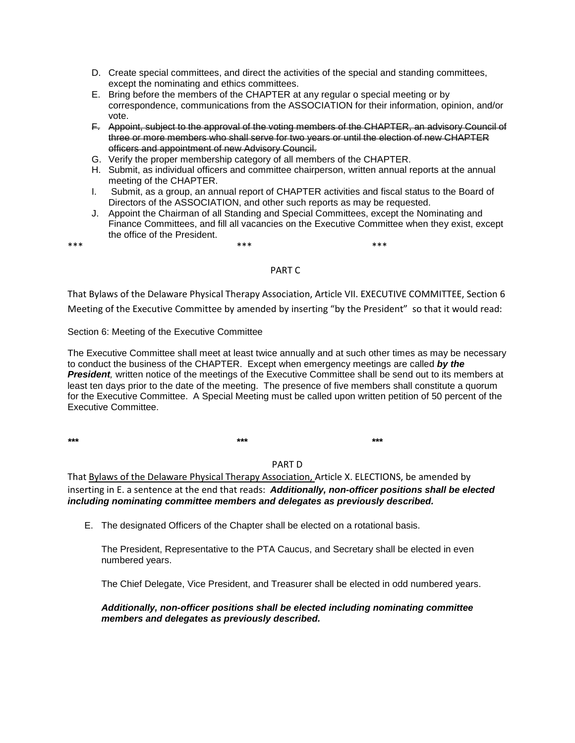D. Create special committees, and direct the activities of the special and standing committees, except the nominating and ethics committees.
E. Bring before the members of the CHAPTER at any regular o special meeting or by correspondence, communications from the ASSOCIATION for their information, opinion, and/or vote.
~~F. Appoint, subject to the approval of the voting members of the CHAPTER, an advisory Council of three or more members who shall serve for two years or until the election of new CHAPTER officers and appointment of new Advisory Council.~~
G. Verify the proper membership category of all members of the CHAPTER.
H. Submit, as individual officers and committee chairperson, written annual reports at the annual meeting of the CHAPTER.
I. Submit, as a group, an annual report of CHAPTER activities and fiscal status to the Board of Directors of the ASSOCIATION, and other such reports as may be requested.
J. Appoint the Chairman of all Standing and Special Committees, except the Nominating and Finance Committees, and fill all vacancies on the Executive Committee when they exist, except the office of the President.

*** *** ***

PART C

That Bylaws of the Delaware Physical Therapy Association, Article VII. EXECUTIVE COMMITTEE, Section 6 Meeting of the Executive Committee by amended by inserting "by the President" so that it would read:

Section 6: Meeting of the Executive Committee

The Executive Committee shall meet at least twice annually and at such other times as may be necessary to conduct the business of the CHAPTER. Except when emergency meetings are called ***by the President***, written notice of the meetings of the Executive Committee shall be send out to its members at least ten days prior to the date of the meeting. The presence of five members shall constitute a quorum for the Executive Committee. A Special Meeting must be called upon written petition of 50 percent of the Executive Committee.

**\*\*\*** **\*\*\*** **\*\*\***

PART D

That <u>Bylaws of the Delaware Physical Therapy Association,</u> Article X. ELECTIONS, be amended by inserting in E. a sentence at the end that reads: ***Additionally, non-officer positions shall be elected including nominating committee members and delegates as previously described.***

E. The designated Officers of the Chapter shall be elected on a rotational basis.

The President, Representative to the PTA Caucus, and Secretary shall be elected in even numbered years.

The Chief Delegate, Vice President, and Treasurer shall be elected in odd numbered years.

***Additionally, non-officer positions shall be elected including nominating committee members and delegates as previously described.***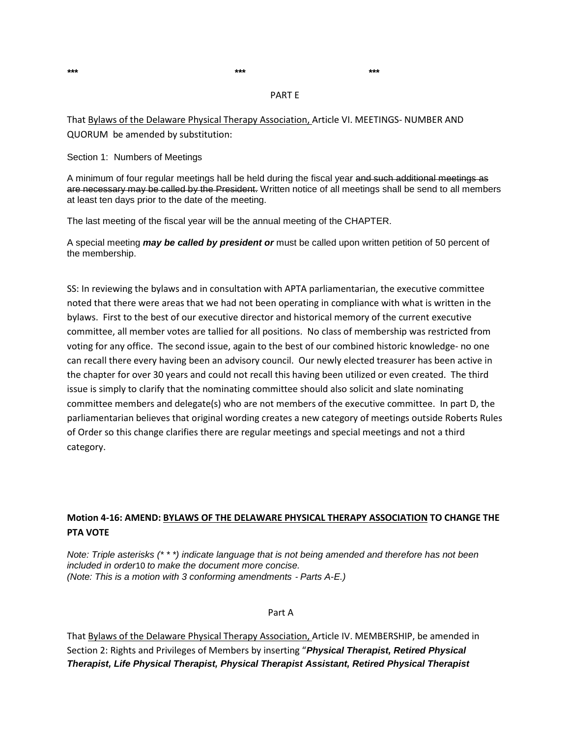\*\*\*                    \*\*\*                    \*\*\*

PART E

That <u>Bylaws of the Delaware Physical Therapy Association,</u> Article VI. MEETINGS- NUMBER AND QUORUM be amended by substitution:

Section 1: Numbers of Meetings

A minimum of four regular meetings hall be held during the fiscal year ~~and such additional meetings as are necessary may be called by the President.~~ Written notice of all meetings shall be send to all members at least ten days prior to the date of the meeting.

The last meeting of the fiscal year will be the annual meeting of the CHAPTER.

A special meeting ***may be called by president or*** must be called upon written petition of 50 percent of the membership.

SS: In reviewing the bylaws and in consultation with APTA parliamentarian, the executive committee noted that there were areas that we had not been operating in compliance with what is written in the bylaws. First to the best of our executive director and historical memory of the current executive committee, all member votes are tallied for all positions. No class of membership was restricted from voting for any office. The second issue, again to the best of our combined historic knowledge- no one can recall there every having been an advisory council. Our newly elected treasurer has been active in the chapter for over 30 years and could not recall this having been utilized or even created. The third issue is simply to clarify that the nominating committee should also solicit and slate nominating committee members and delegate(s) who are not members of the executive committee. In part D, the parliamentarian believes that original wording creates a new category of meetings outside Roberts Rules of Order so this change clarifies there are regular meetings and special meetings and not a third category.

**Motion 4-16: AMEND: <u>BYLAWS OF THE DELAWARE PHYSICAL THERAPY ASSOCIATION</u> TO CHANGE THE PTA VOTE**

*Note: Triple asterisks (\* \* \*) indicate language that is not being amended and therefore has not been included in order*10 *to make the document more concise.*
*(Note: This is a motion with 3 conforming amendments - Parts A-E.)*

Part A

That <u>Bylaws of the Delaware Physical Therapy Association,</u> Article IV. MEMBERSHIP, be amended in Section 2: Rights and Privileges of Members by inserting "***Physical Therapist, Retired Physical Therapist, Life Physical Therapist, Physical Therapist Assistant, Retired Physical Therapist***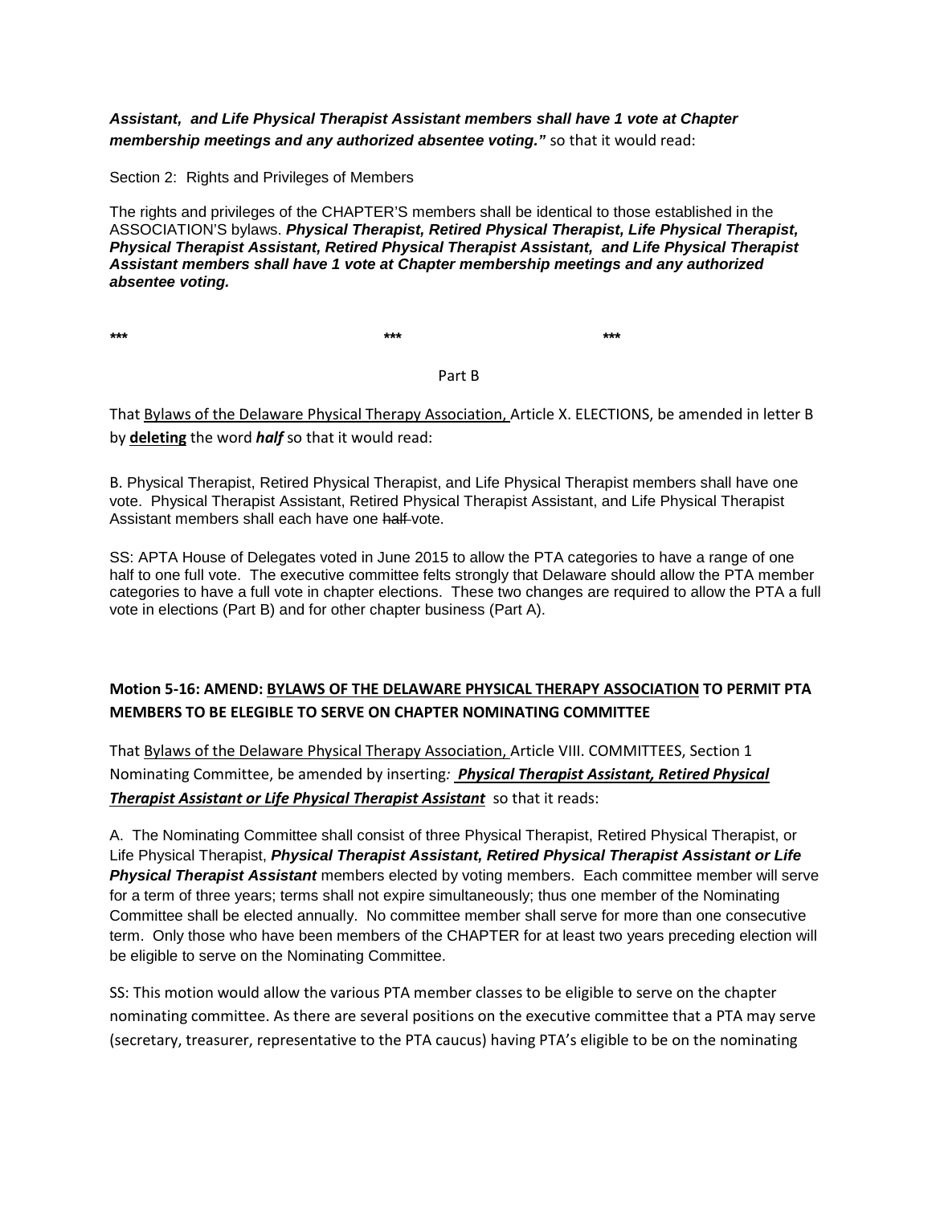***Assistant, and Life Physical Therapist Assistant members shall have 1 vote at Chapter membership meetings and any authorized absentee voting."*** so that it would read:

Section 2: Rights and Privileges of Members

The rights and privileges of the CHAPTER'S members shall be identical to those established in the ASSOCIATION'S bylaws. ***Physical Therapist, Retired Physical Therapist, Life Physical Therapist, Physical Therapist Assistant, Retired Physical Therapist Assistant, and Life Physical Therapist Assistant members shall have 1 vote at Chapter membership meetings and any authorized absentee voting.***

**\*\*\*** **\*\*\*** **\*\*\***

Part B

That <u>Bylaws of the Delaware Physical Therapy Association,</u> Article X. ELECTIONS, be amended in letter B by <u>**deleting**</u> the word ***half*** so that it would read:

B. Physical Therapist, Retired Physical Therapist, and Life Physical Therapist members shall have one vote. Physical Therapist Assistant, Retired Physical Therapist Assistant, and Life Physical Therapist Assistant members shall each have one ~~half~~ vote.

SS: APTA House of Delegates voted in June 2015 to allow the PTA categories to have a range of one half to one full vote. The executive committee felts strongly that Delaware should allow the PTA member categories to have a full vote in chapter elections. These two changes are required to allow the PTA a full vote in elections (Part B) and for other chapter business (Part A).

**Motion 5-16: AMEND: <u>BYLAWS OF THE DELAWARE PHYSICAL THERAPY ASSOCIATION</u> TO PERMIT PTA MEMBERS TO BE ELEGIBLE TO SERVE ON CHAPTER NOMINATING COMMITTEE**

That <u>Bylaws of the Delaware Physical Therapy Association,</u> Article VIII. COMMITTEES, Section 1 Nominating Committee, be amended by inserting*:* <u>***Physical Therapist Assistant, Retired Physical Therapist Assistant or Life Physical Therapist Assistant***</u> so that it reads:

A. The Nominating Committee shall consist of three Physical Therapist, Retired Physical Therapist, or Life Physical Therapist, ***Physical Therapist Assistant, Retired Physical Therapist Assistant or Life Physical Therapist Assistant*** members elected by voting members. Each committee member will serve for a term of three years; terms shall not expire simultaneously; thus one member of the Nominating Committee shall be elected annually. No committee member shall serve for more than one consecutive term. Only those who have been members of the CHAPTER for at least two years preceding election will be eligible to serve on the Nominating Committee.

SS: This motion would allow the various PTA member classes to be eligible to serve on the chapter nominating committee. As there are several positions on the executive committee that a PTA may serve (secretary, treasurer, representative to the PTA caucus) having PTA's eligible to be on the nominating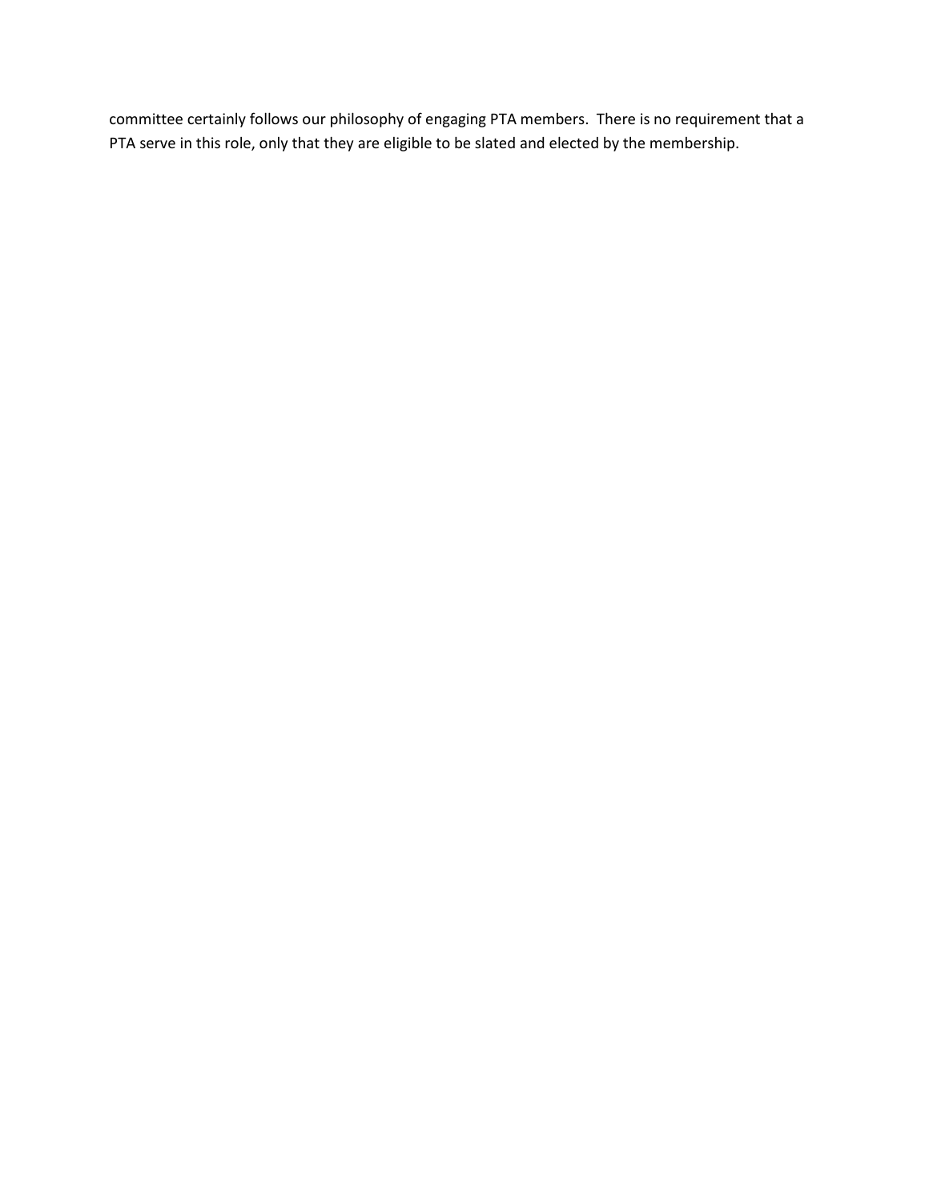committee certainly follows our philosophy of engaging PTA members. There is no requirement that a PTA serve in this role, only that they are eligible to be slated and elected by the membership.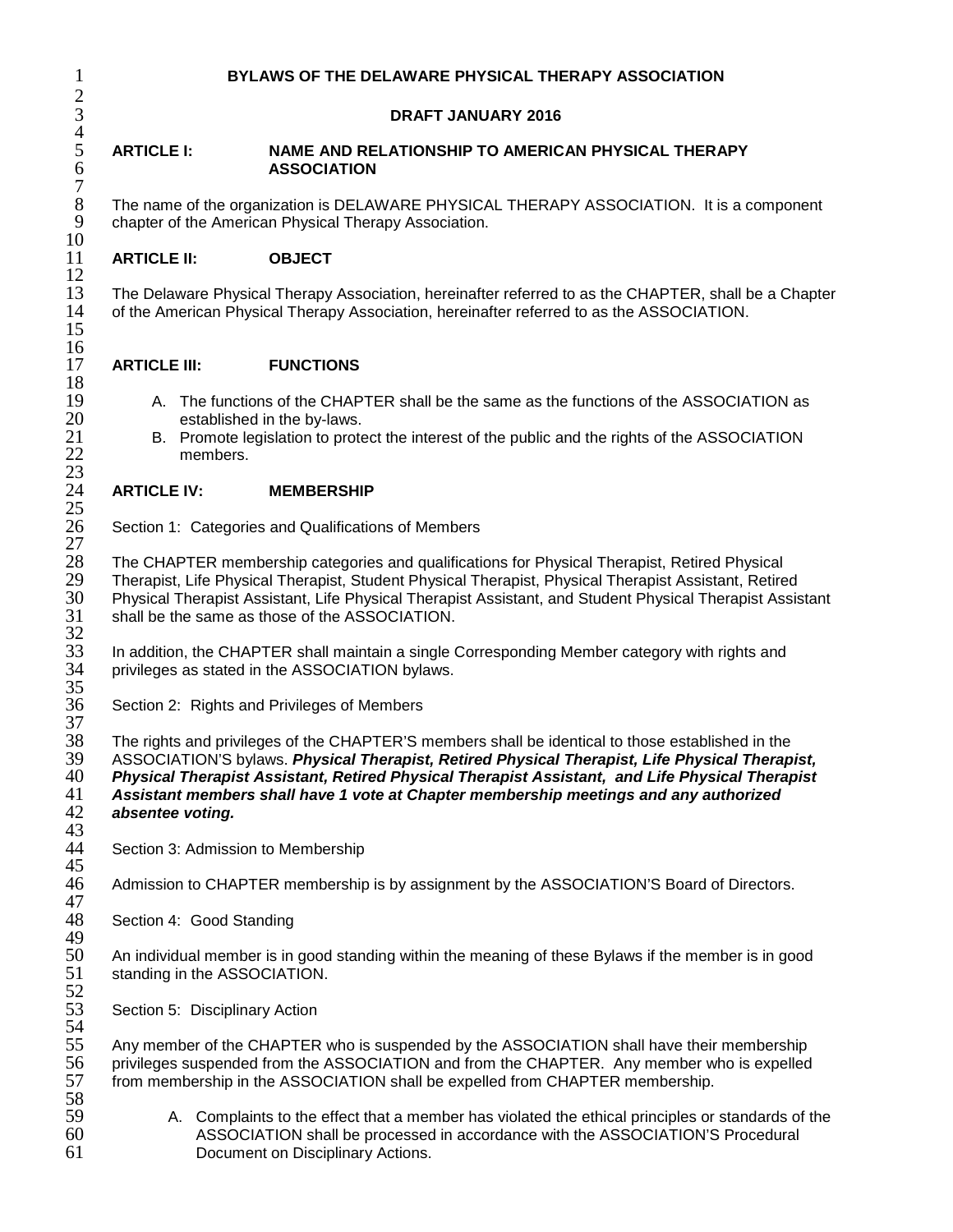# BYLAWS OF THE DELAWARE PHYSICAL THERAPY ASSOCIATION

## DRAFT JANUARY 2016

## ARTICLE I: NAME AND RELATIONSHIP TO AMERICAN PHYSICAL THERAPY ASSOCIATION

The name of the organization is DELAWARE PHYSICAL THERAPY ASSOCIATION. It is a component chapter of the American Physical Therapy Association.

## ARTICLE II: OBJECT

The Delaware Physical Therapy Association, hereinafter referred to as the CHAPTER, shall be a Chapter of the American Physical Therapy Association, hereinafter referred to as the ASSOCIATION.

## ARTICLE III: FUNCTIONS

A. The functions of the CHAPTER shall be the same as the functions of the ASSOCIATION as established in the by-laws.
B. Promote legislation to protect the interest of the public and the rights of the ASSOCIATION members.

## ARTICLE IV: MEMBERSHIP

Section 1: Categories and Qualifications of Members

The CHAPTER membership categories and qualifications for Physical Therapist, Retired Physical Therapist, Life Physical Therapist, Student Physical Therapist, Physical Therapist Assistant, Retired Physical Therapist Assistant, Life Physical Therapist Assistant, and Student Physical Therapist Assistant shall be the same as those of the ASSOCIATION.

In addition, the CHAPTER shall maintain a single Corresponding Member category with rights and privileges as stated in the ASSOCIATION bylaws.

Section 2: Rights and Privileges of Members

The rights and privileges of the CHAPTER'S members shall be identical to those established in the ASSOCIATION'S bylaws. ***Physical Therapist, Retired Physical Therapist, Life Physical Therapist, Physical Therapist Assistant, Retired Physical Therapist Assistant, and Life Physical Therapist Assistant members shall have 1 vote at Chapter membership meetings and any authorized absentee voting.***

Section 3: Admission to Membership

Admission to CHAPTER membership is by assignment by the ASSOCIATION'S Board of Directors.

Section 4: Good Standing

An individual member is in good standing within the meaning of these Bylaws if the member is in good standing in the ASSOCIATION.

Section 5: Disciplinary Action

Any member of the CHAPTER who is suspended by the ASSOCIATION shall have their membership privileges suspended from the ASSOCIATION and from the CHAPTER. Any member who is expelled from membership in the ASSOCIATION shall be expelled from CHAPTER membership.

A. Complaints to the effect that a member has violated the ethical principles or standards of the ASSOCIATION shall be processed in accordance with the ASSOCIATION'S Procedural Document on Disciplinary Actions.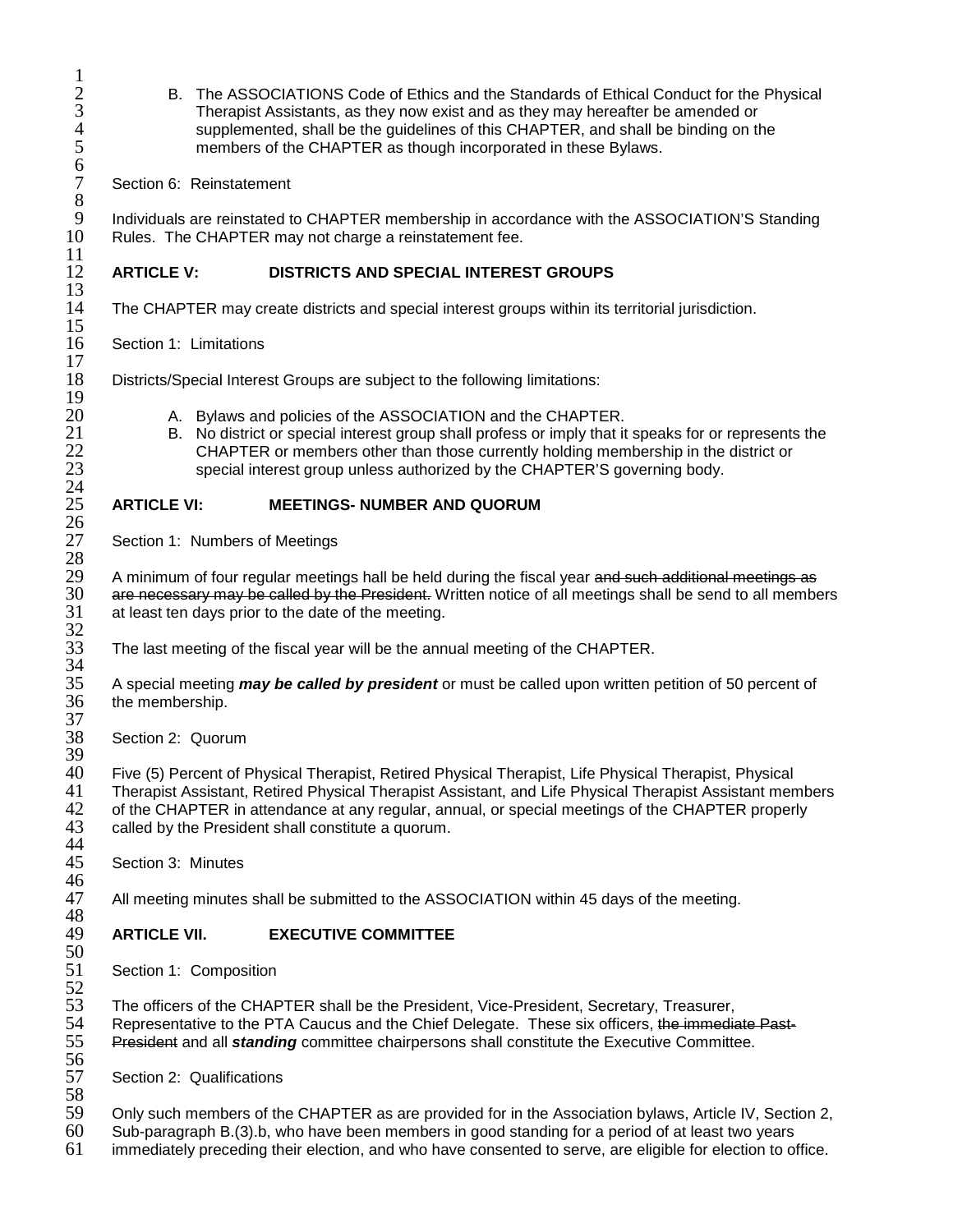B. The ASSOCIATIONS Code of Ethics and the Standards of Ethical Conduct for the Physical Therapist Assistants, as they now exist and as they may hereafter be amended or supplemented, shall be the guidelines of this CHAPTER, and shall be binding on the members of the CHAPTER as though incorporated in these Bylaws.

Section 6: Reinstatement

Individuals are reinstated to CHAPTER membership in accordance with the ASSOCIATION'S Standing Rules. The CHAPTER may not charge a reinstatement fee.

## ARTICLE V: DISTRICTS AND SPECIAL INTEREST GROUPS

The CHAPTER may create districts and special interest groups within its territorial jurisdiction.

Section 1: Limitations

Districts/Special Interest Groups are subject to the following limitations:

A. Bylaws and policies of the ASSOCIATION and the CHAPTER.
B. No district or special interest group shall profess or imply that it speaks for or represents the CHAPTER or members other than those currently holding membership in the district or special interest group unless authorized by the CHAPTER'S governing body.

## ARTICLE VI: MEETINGS- NUMBER AND QUORUM

Section 1: Numbers of Meetings

A minimum of four regular meetings hall be held during the fiscal year ~~and such additional meetings as are necessary may be called by the President.~~ Written notice of all meetings shall be send to all members at least ten days prior to the date of the meeting.

The last meeting of the fiscal year will be the annual meeting of the CHAPTER.

A special meeting ***may be called by president*** or must be called upon written petition of 50 percent of the membership.

Section 2: Quorum

Five (5) Percent of Physical Therapist, Retired Physical Therapist, Life Physical Therapist, Physical Therapist Assistant, Retired Physical Therapist Assistant, and Life Physical Therapist Assistant members of the CHAPTER in attendance at any regular, annual, or special meetings of the CHAPTER properly called by the President shall constitute a quorum.

Section 3: Minutes

All meeting minutes shall be submitted to the ASSOCIATION within 45 days of the meeting.

## ARTICLE VII. EXECUTIVE COMMITTEE

Section 1: Composition

The officers of the CHAPTER shall be the President, Vice-President, Secretary, Treasurer, Representative to the PTA Caucus and the Chief Delegate. These six officers, ~~the immediate Past-President~~ and all ***standing*** committee chairpersons shall constitute the Executive Committee.

Section 2: Qualifications

Only such members of the CHAPTER as are provided for in the Association bylaws, Article IV, Section 2, Sub-paragraph B.(3).b, who have been members in good standing for a period of at least two years immediately preceding their election, and who have consented to serve, are eligible for election to office.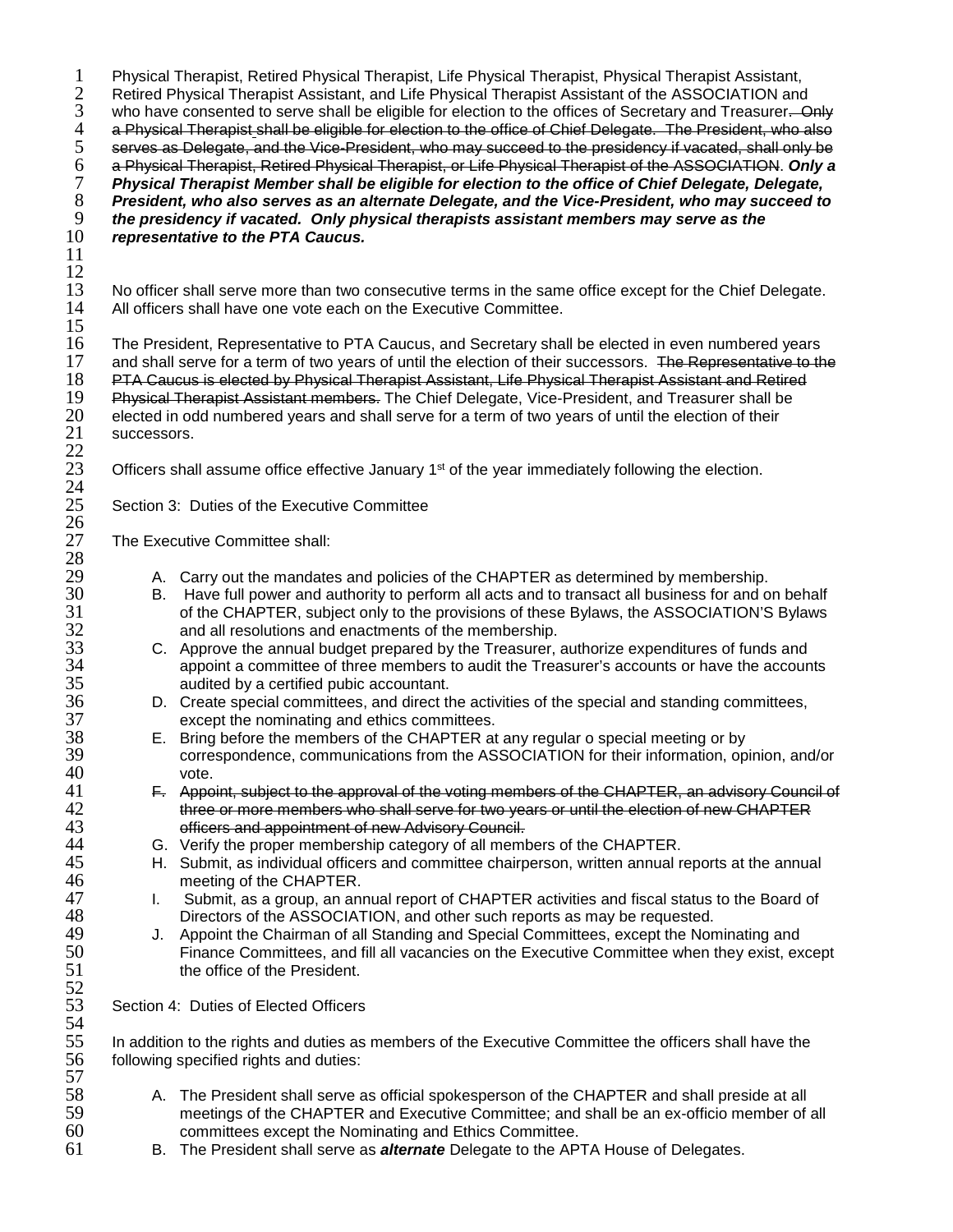Physical Therapist, Retired Physical Therapist, Life Physical Therapist, Physical Therapist Assistant, Retired Physical Therapist Assistant, and Life Physical Therapist Assistant of the ASSOCIATION and who have consented to serve shall be eligible for election to the offices of Secretary and Treasurer~~. Only a Physical Therapist shall be eligible for election to the office of Chief Delegate. The President, who also serves as Delegate, and the Vice-President, who may succeed to the presidency if vacated, shall only be a Physical Therapist, Retired Physical Therapist, or Life Physical Therapist of the ASSOCIATION~~. ***Only a Physical Therapist Member shall be eligible for election to the office of Chief Delegate, Delegate, President, who also serves as an alternate Delegate, and the Vice-President, who may succeed to the presidency if vacated. Only physical therapists assistant members may serve as the representative to the PTA Caucus.***

No officer shall serve more than two consecutive terms in the same office except for the Chief Delegate. All officers shall have one vote each on the Executive Committee.

The President, Representative to PTA Caucus, and Secretary shall be elected in even numbered years and shall serve for a term of two years of until the election of their successors. ~~The Representative to the PTA Caucus is elected by Physical Therapist Assistant, Life Physical Therapist Assistant and Retired Physical Therapist Assistant members.~~ The Chief Delegate, Vice-President, and Treasurer shall be elected in odd numbered years and shall serve for a term of two years of until the election of their successors.

Officers shall assume office effective January 1st of the year immediately following the election.

Section 3: Duties of the Executive Committee

The Executive Committee shall:

A. Carry out the mandates and policies of the CHAPTER as determined by membership.
B. Have full power and authority to perform all acts and to transact all business for and on behalf of the CHAPTER, subject only to the provisions of these Bylaws, the ASSOCIATION'S Bylaws and all resolutions and enactments of the membership.
C. Approve the annual budget prepared by the Treasurer, authorize expenditures of funds and appoint a committee of three members to audit the Treasurer's accounts or have the accounts audited by a certified pubic accountant.
D. Create special committees, and direct the activities of the special and standing committees, except the nominating and ethics committees.
E. Bring before the members of the CHAPTER at any regular o special meeting or by correspondence, communications from the ASSOCIATION for their information, opinion, and/or vote.
F. ~~Appoint, subject to the approval of the voting members of the CHAPTER, an advisory Council of three or more members who shall serve for two years or until the election of new CHAPTER officers and appointment of new Advisory Council.~~
G. Verify the proper membership category of all members of the CHAPTER.
H. Submit, as individual officers and committee chairperson, written annual reports at the annual meeting of the CHAPTER.
I. Submit, as a group, an annual report of CHAPTER activities and fiscal status to the Board of Directors of the ASSOCIATION, and other such reports as may be requested.
J. Appoint the Chairman of all Standing and Special Committees, except the Nominating and Finance Committees, and fill all vacancies on the Executive Committee when they exist, except the office of the President.

Section 4: Duties of Elected Officers

In addition to the rights and duties as members of the Executive Committee the officers shall have the following specified rights and duties:

A. The President shall serve as official spokesperson of the CHAPTER and shall preside at all meetings of the CHAPTER and Executive Committee; and shall be an ex-officio member of all committees except the Nominating and Ethics Committee.
B. The President shall serve as ***alternate*** Delegate to the APTA House of Delegates.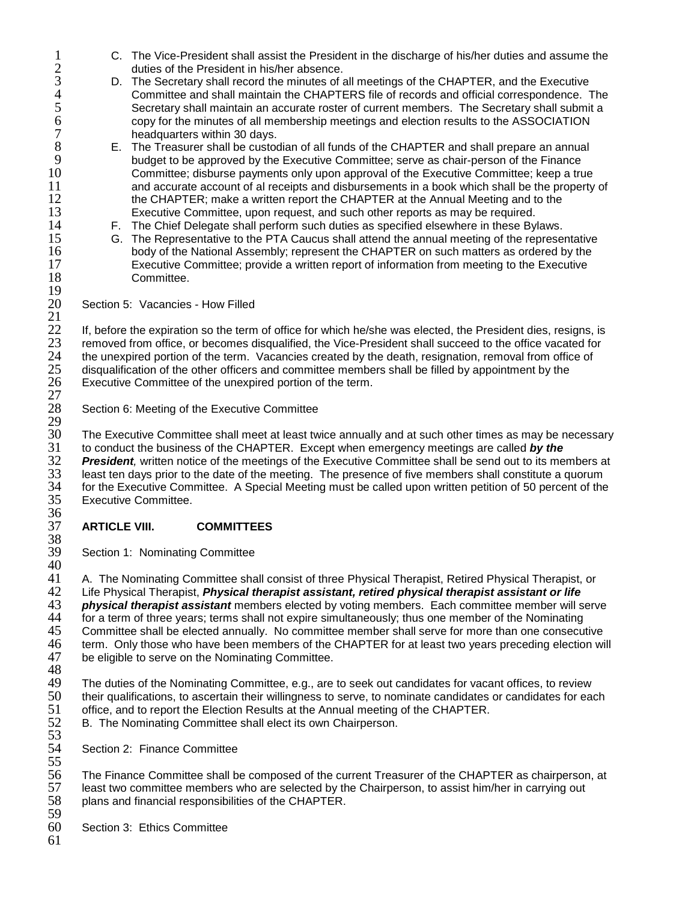C. The Vice-President shall assist the President in the discharge of his/her duties and assume the duties of the President in his/her absence.

D. The Secretary shall record the minutes of all meetings of the CHAPTER, and the Executive Committee and shall maintain the CHAPTERS file of records and official correspondence. The Secretary shall maintain an accurate roster of current members. The Secretary shall submit a copy for the minutes of all membership meetings and election results to the ASSOCIATION headquarters within 30 days.

E. The Treasurer shall be custodian of all funds of the CHAPTER and shall prepare an annual budget to be approved by the Executive Committee; serve as chair-person of the Finance Committee; disburse payments only upon approval of the Executive Committee; keep a true and accurate account of al receipts and disbursements in a book which shall be the property of the CHAPTER; make a written report the CHAPTER at the Annual Meeting and to the Executive Committee, upon request, and such other reports as may be required.

F. The Chief Delegate shall perform such duties as specified elsewhere in these Bylaws.

G. The Representative to the PTA Caucus shall attend the annual meeting of the representative body of the National Assembly; represent the CHAPTER on such matters as ordered by the Executive Committee; provide a written report of information from meeting to the Executive Committee.

Section 5: Vacancies - How Filled

If, before the expiration so the term of office for which he/she was elected, the President dies, resigns, is removed from office, or becomes disqualified, the Vice-President shall succeed to the office vacated for the unexpired portion of the term. Vacancies created by the death, resignation, removal from office of disqualification of the other officers and committee members shall be filled by appointment by the Executive Committee of the unexpired portion of the term.

Section 6: Meeting of the Executive Committee

The Executive Committee shall meet at least twice annually and at such other times as may be necessary to conduct the business of the CHAPTER. Except when emergency meetings are called ***by the President***, written notice of the meetings of the Executive Committee shall be send out to its members at least ten days prior to the date of the meeting. The presence of five members shall constitute a quorum for the Executive Committee. A Special Meeting must be called upon written petition of 50 percent of the Executive Committee.

**ARTICLE VIII. COMMITTEES**

Section 1: Nominating Committee

A. The Nominating Committee shall consist of three Physical Therapist, Retired Physical Therapist, or Life Physical Therapist, ***Physical therapist assistant, retired physical therapist assistant or life physical therapist assistant*** members elected by voting members. Each committee member will serve for a term of three years; terms shall not expire simultaneously; thus one member of the Nominating Committee shall be elected annually. No committee member shall serve for more than one consecutive term. Only those who have been members of the CHAPTER for at least two years preceding election will be eligible to serve on the Nominating Committee.

The duties of the Nominating Committee, e.g., are to seek out candidates for vacant offices, to review their qualifications, to ascertain their willingness to serve, to nominate candidates or candidates for each office, and to report the Election Results at the Annual meeting of the CHAPTER.
B. The Nominating Committee shall elect its own Chairperson.

Section 2: Finance Committee

The Finance Committee shall be composed of the current Treasurer of the CHAPTER as chairperson, at least two committee members who are selected by the Chairperson, to assist him/her in carrying out plans and financial responsibilities of the CHAPTER.

Section 3: Ethics Committee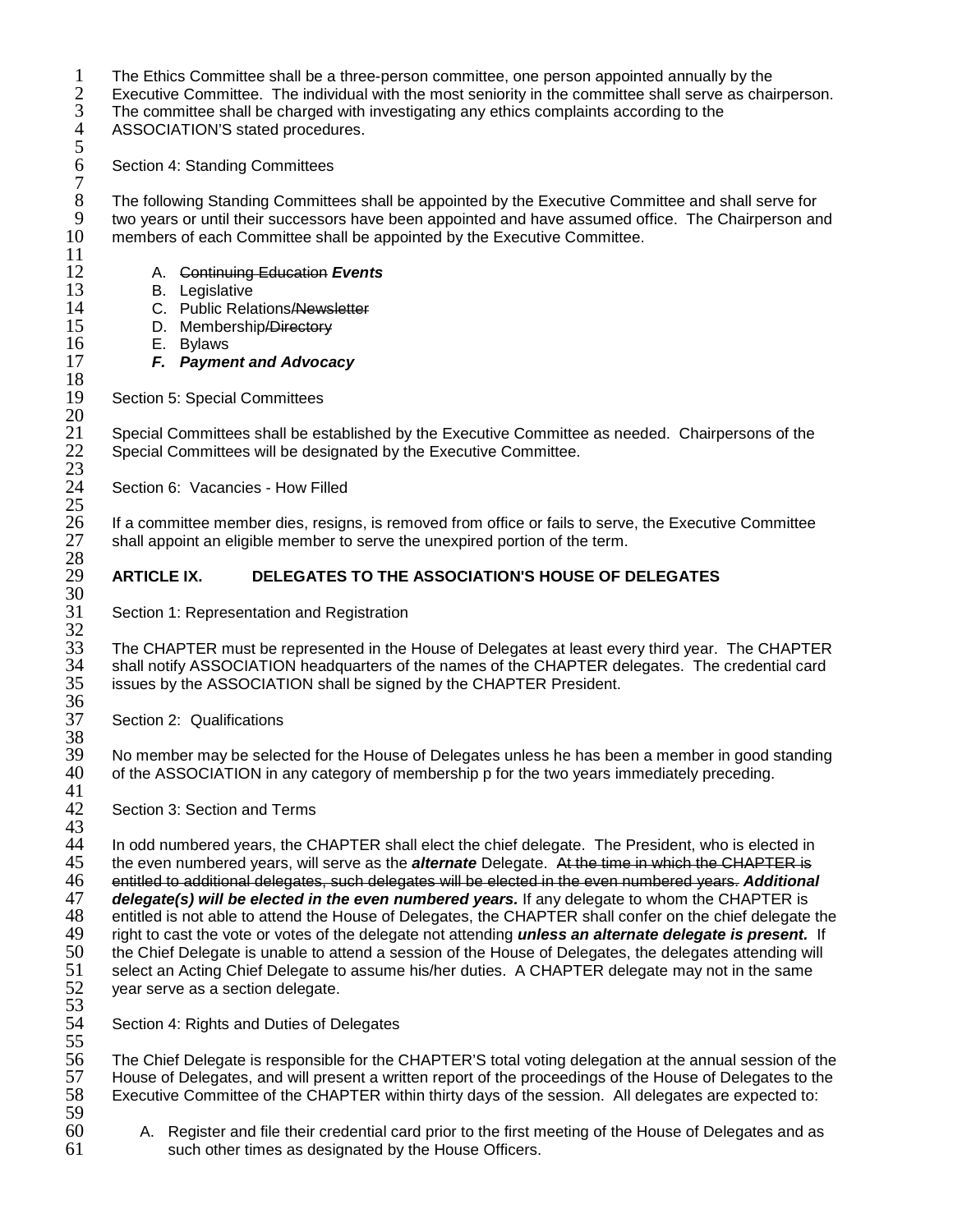The Ethics Committee shall be a three-person committee, one person appointed annually by the Executive Committee. The individual with the most seniority in the committee shall serve as chairperson. The committee shall be charged with investigating any ethics complaints according to the ASSOCIATION'S stated procedures.

Section 4: Standing Committees

The following Standing Committees shall be appointed by the Executive Committee and shall serve for two years or until their successors have been appointed and have assumed office. The Chairperson and members of each Committee shall be appointed by the Executive Committee.

A. ~~Continuing Education~~ ***Events***
B. Legislative
C. Public Relations~~/Newsletter~~
D. Membership~~/Directory~~
E. Bylaws
***F. Payment and Advocacy***

Section 5: Special Committees

Special Committees shall be established by the Executive Committee as needed. Chairpersons of the Special Committees will be designated by the Executive Committee.

Section 6: Vacancies - How Filled

If a committee member dies, resigns, is removed from office or fails to serve, the Executive Committee shall appoint an eligible member to serve the unexpired portion of the term.

## ARTICLE IX. DELEGATES TO THE ASSOCIATION'S HOUSE OF DELEGATES

Section 1: Representation and Registration

The CHAPTER must be represented in the House of Delegates at least every third year. The CHAPTER shall notify ASSOCIATION headquarters of the names of the CHAPTER delegates. The credential card issues by the ASSOCIATION shall be signed by the CHAPTER President.

Section 2: Qualifications

No member may be selected for the House of Delegates unless he has been a member in good standing of the ASSOCIATION in any category of membership p for the two years immediately preceding.

Section 3: Section and Terms

In odd numbered years, the CHAPTER shall elect the chief delegate. The President, who is elected in the even numbered years, will serve as the ***alternate*** Delegate. ~~At the time in which the CHAPTER is entitled to additional delegates, such delegates will be elected in the even numbered years.~~ ***Additional delegate(s) will be elected in the even numbered years.*** If any delegate to whom the CHAPTER is entitled is not able to attend the House of Delegates, the CHAPTER shall confer on the chief delegate the right to cast the vote or votes of the delegate not attending ***unless an alternate delegate is present.*** If the Chief Delegate is unable to attend a session of the House of Delegates, the delegates attending will select an Acting Chief Delegate to assume his/her duties. A CHAPTER delegate may not in the same year serve as a section delegate.

Section 4: Rights and Duties of Delegates

The Chief Delegate is responsible for the CHAPTER'S total voting delegation at the annual session of the House of Delegates, and will present a written report of the proceedings of the House of Delegates to the Executive Committee of the CHAPTER within thirty days of the session. All delegates are expected to:

A. Register and file their credential card prior to the first meeting of the House of Delegates and as such other times as designated by the House Officers.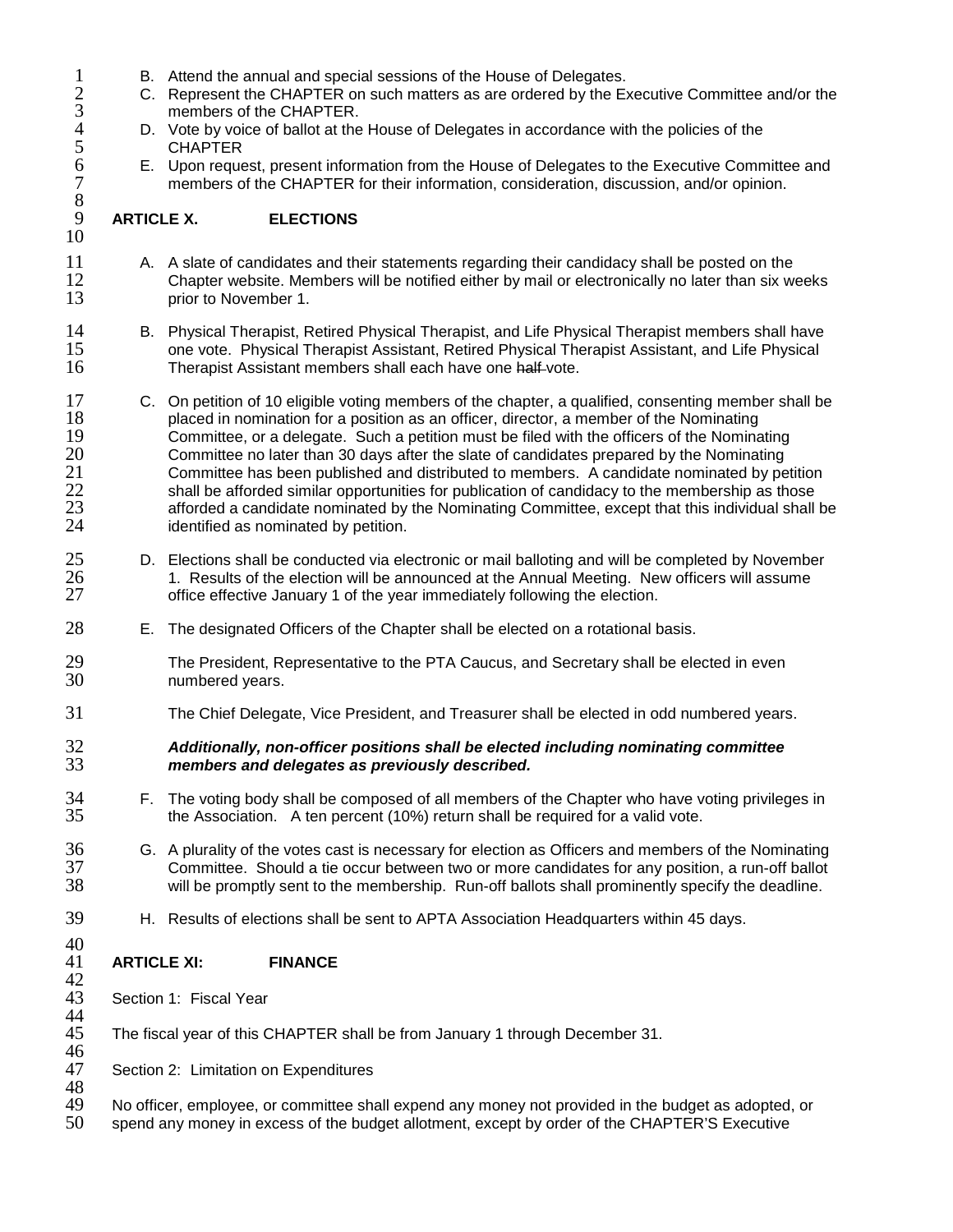B. Attend the annual and special sessions of the House of Delegates.
C. Represent the CHAPTER on such matters as are ordered by the Executive Committee and/or the members of the CHAPTER.
D. Vote by voice of ballot at the House of Delegates in accordance with the policies of the CHAPTER
E. Upon request, present information from the House of Delegates to the Executive Committee and members of the CHAPTER for their information, consideration, discussion, and/or opinion.

## ARTICLE X. ELECTIONS

A. A slate of candidates and their statements regarding their candidacy shall be posted on the Chapter website. Members will be notified either by mail or electronically no later than six weeks prior to November 1.

B. Physical Therapist, Retired Physical Therapist, and Life Physical Therapist members shall have one vote. Physical Therapist Assistant, Retired Physical Therapist Assistant, and Life Physical Therapist Assistant members shall each have one ~~half~~ vote.

C. On petition of 10 eligible voting members of the chapter, a qualified, consenting member shall be placed in nomination for a position as an officer, director, a member of the Nominating Committee, or a delegate. Such a petition must be filed with the officers of the Nominating Committee no later than 30 days after the slate of candidates prepared by the Nominating Committee has been published and distributed to members. A candidate nominated by petition shall be afforded similar opportunities for publication of candidacy to the membership as those afforded a candidate nominated by the Nominating Committee, except that this individual shall be identified as nominated by petition.

D. Elections shall be conducted via electronic or mail balloting and will be completed by November 1. Results of the election will be announced at the Annual Meeting. New officers will assume office effective January 1 of the year immediately following the election.

E. The designated Officers of the Chapter shall be elected on a rotational basis.

The President, Representative to the PTA Caucus, and Secretary shall be elected in even numbered years.

The Chief Delegate, Vice President, and Treasurer shall be elected in odd numbered years.

***Additionally, non-officer positions shall be elected including nominating committee members and delegates as previously described.***

F. The voting body shall be composed of all members of the Chapter who have voting privileges in the Association. A ten percent (10%) return shall be required for a valid vote.

G. A plurality of the votes cast is necessary for election as Officers and members of the Nominating Committee. Should a tie occur between two or more candidates for any position, a run-off ballot will be promptly sent to the membership. Run-off ballots shall prominently specify the deadline.

H. Results of elections shall be sent to APTA Association Headquarters within 45 days.

## ARTICLE XI: FINANCE

Section 1: Fiscal Year

The fiscal year of this CHAPTER shall be from January 1 through December 31.

Section 2: Limitation on Expenditures

No officer, employee, or committee shall expend any money not provided in the budget as adopted, or spend any money in excess of the budget allotment, except by order of the CHAPTER'S Executive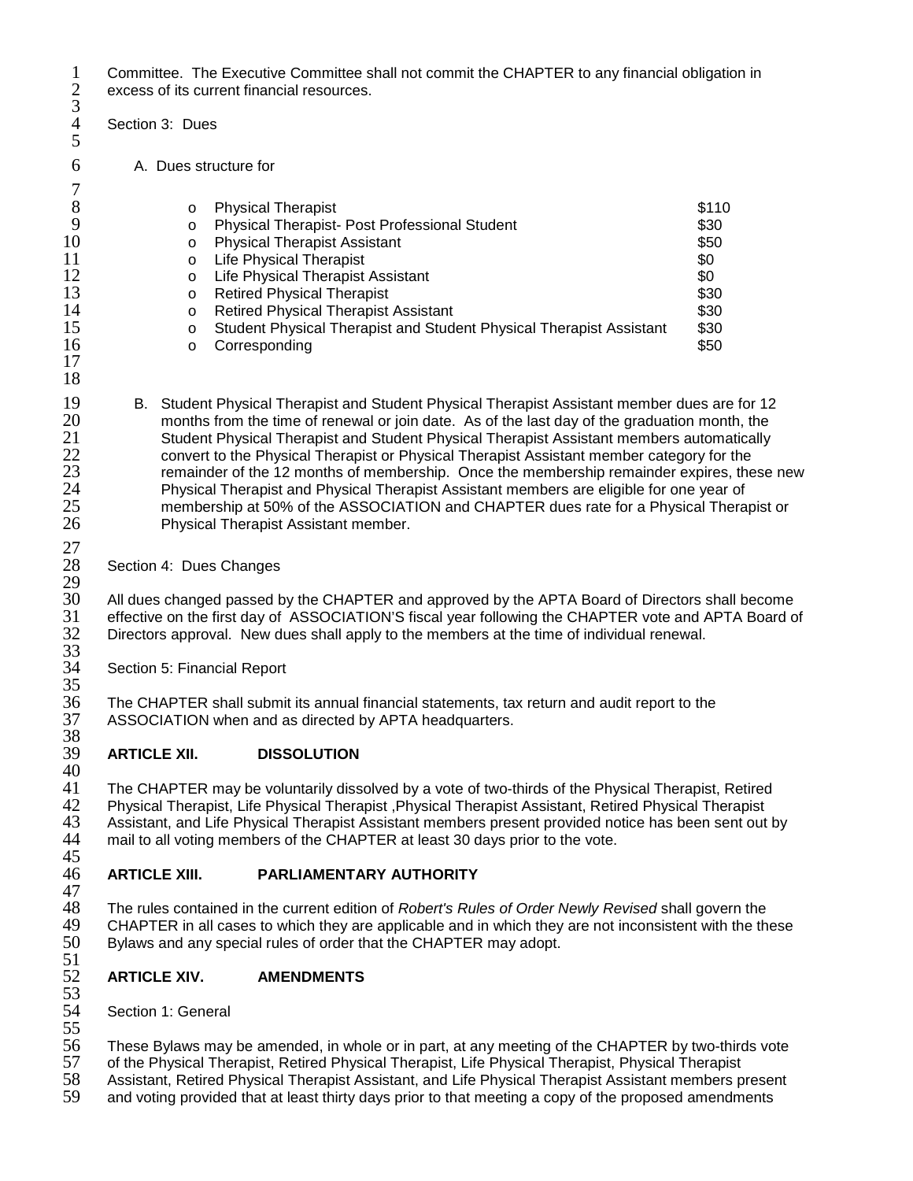Committee. The Executive Committee shall not commit the CHAPTER to any financial obligation in excess of its current financial resources.

Section 3: Dues

A. Dues structure for

| Category | Dues |
|---|---|
| Physical Therapist | $110 |
| Physical Therapist- Post Professional Student | $30 |
| Physical Therapist Assistant | $50 |
| Life Physical Therapist | $0 |
| Life Physical Therapist Assistant | $0 |
| Retired Physical Therapist | $30 |
| Retired Physical Therapist Assistant | $30 |
| Student Physical Therapist and Student Physical Therapist Assistant | $30 |
| Corresponding | $50 |

B. Student Physical Therapist and Student Physical Therapist Assistant member dues are for 12 months from the time of renewal or join date. As of the last day of the graduation month, the Student Physical Therapist and Student Physical Therapist Assistant members automatically convert to the Physical Therapist or Physical Therapist Assistant member category for the remainder of the 12 months of membership. Once the membership remainder expires, these new Physical Therapist and Physical Therapist Assistant members are eligible for one year of membership at 50% of the ASSOCIATION and CHAPTER dues rate for a Physical Therapist or Physical Therapist Assistant member.

Section 4: Dues Changes

All dues changed passed by the CHAPTER and approved by the APTA Board of Directors shall become effective on the first day of ASSOCIATION'S fiscal year following the CHAPTER vote and APTA Board of Directors approval. New dues shall apply to the members at the time of individual renewal.

Section 5: Financial Report

The CHAPTER shall submit its annual financial statements, tax return and audit report to the ASSOCIATION when and as directed by APTA headquarters.

## ARTICLE XII. DISSOLUTION

The CHAPTER may be voluntarily dissolved by a vote of two-thirds of the Physical Therapist, Retired Physical Therapist, Life Physical Therapist ,Physical Therapist Assistant, Retired Physical Therapist Assistant, and Life Physical Therapist Assistant members present provided notice has been sent out by mail to all voting members of the CHAPTER at least 30 days prior to the vote.

## ARTICLE XIII. PARLIAMENTARY AUTHORITY

The rules contained in the current edition of *Robert's Rules of Order Newly Revised* shall govern the CHAPTER in all cases to which they are applicable and in which they are not inconsistent with the these Bylaws and any special rules of order that the CHAPTER may adopt.

## ARTICLE XIV. AMENDMENTS

Section 1: General

These Bylaws may be amended, in whole or in part, at any meeting of the CHAPTER by two-thirds vote of the Physical Therapist, Retired Physical Therapist, Life Physical Therapist, Physical Therapist Assistant, Retired Physical Therapist Assistant, and Life Physical Therapist Assistant members present and voting provided that at least thirty days prior to that meeting a copy of the proposed amendments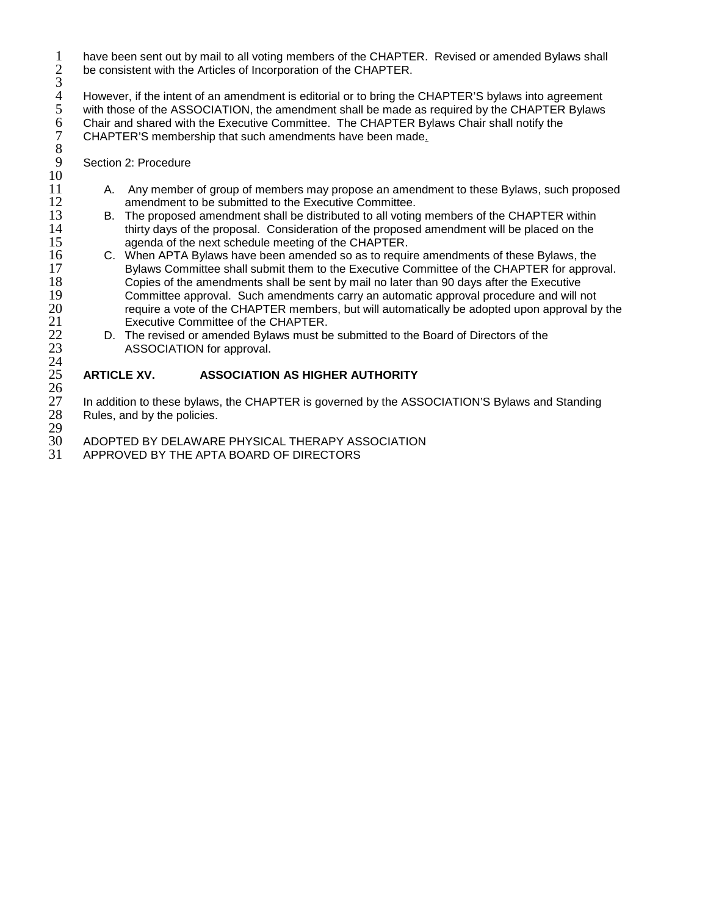have been sent out by mail to all voting members of the CHAPTER. Revised or amended Bylaws shall be consistent with the Articles of Incorporation of the CHAPTER.

However, if the intent of an amendment is editorial or to bring the CHAPTER'S bylaws into agreement with those of the ASSOCIATION, the amendment shall be made as required by the CHAPTER Bylaws Chair and shared with the Executive Committee. The CHAPTER Bylaws Chair shall notify the CHAPTER'S membership that such amendments have been made.

Section 2: Procedure

A. Any member of group of members may propose an amendment to these Bylaws, such proposed amendment to be submitted to the Executive Committee.

B. The proposed amendment shall be distributed to all voting members of the CHAPTER within thirty days of the proposal. Consideration of the proposed amendment will be placed on the agenda of the next schedule meeting of the CHAPTER.

C. When APTA Bylaws have been amended so as to require amendments of these Bylaws, the Bylaws Committee shall submit them to the Executive Committee of the CHAPTER for approval. Copies of the amendments shall be sent by mail no later than 90 days after the Executive Committee approval. Such amendments carry an automatic approval procedure and will not require a vote of the CHAPTER members, but will automatically be adopted upon approval by the Executive Committee of the CHAPTER.

D. The revised or amended Bylaws must be submitted to the Board of Directors of the ASSOCIATION for approval.

**ARTICLE XV. ASSOCIATION AS HIGHER AUTHORITY**

In addition to these bylaws, the CHAPTER is governed by the ASSOCIATION'S Bylaws and Standing Rules, and by the policies.

ADOPTED BY DELAWARE PHYSICAL THERAPY ASSOCIATION
APPROVED BY THE APTA BOARD OF DIRECTORS